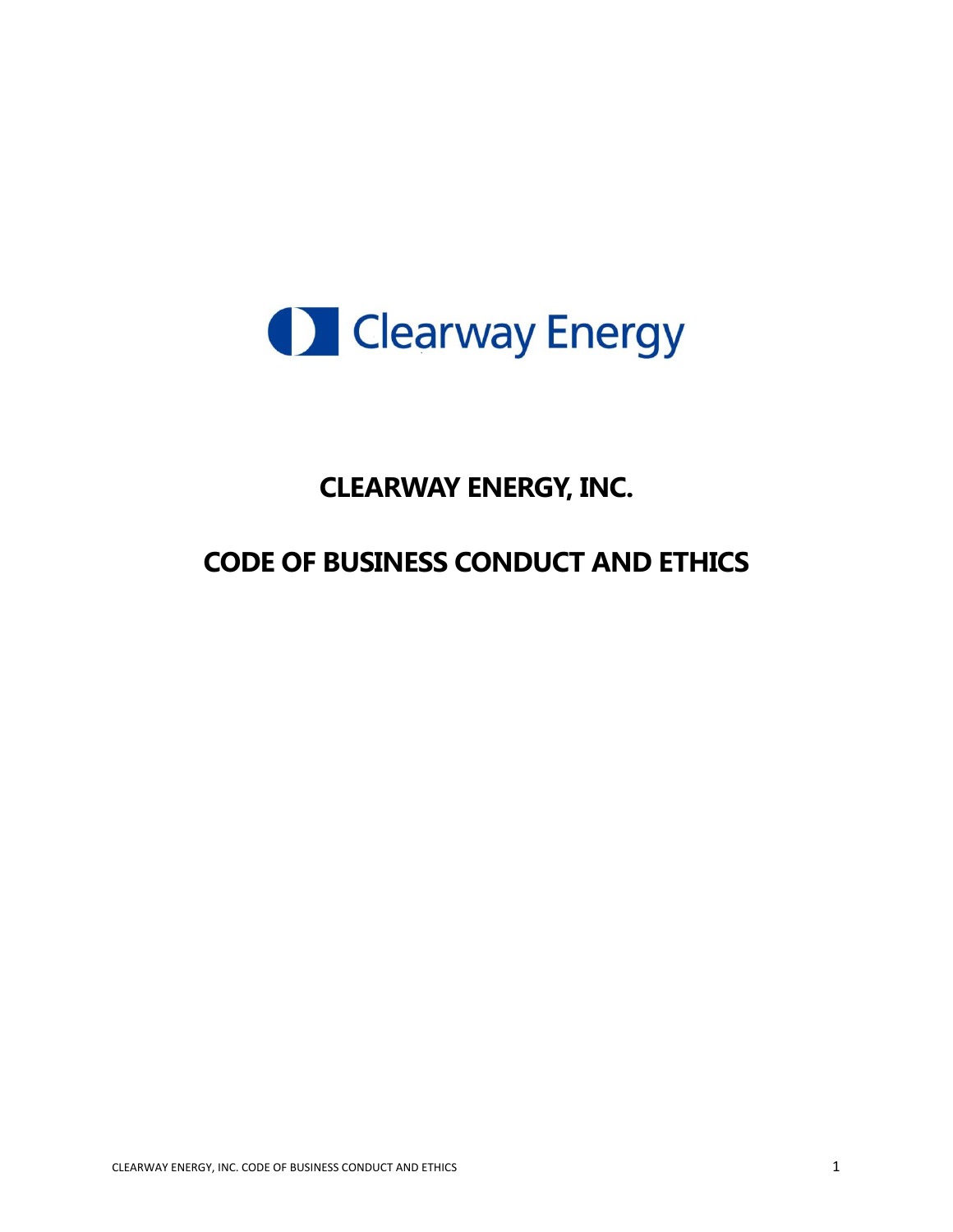Clearway Energy

# CLEARWAY ENERGY, INC.

# CODE OF BUSINESS CONDUCT AND ETHICS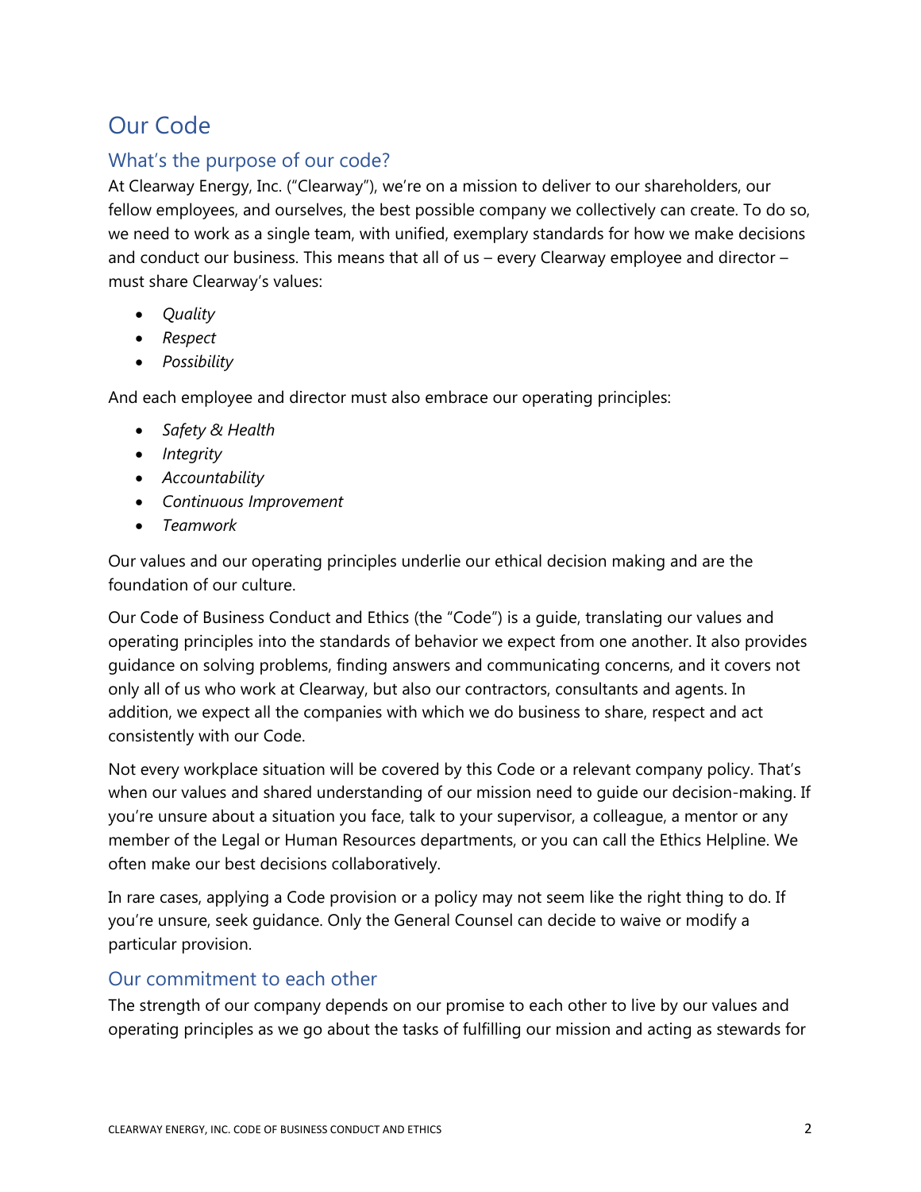# Our Code

## What's the purpose of our code?

At Clearway Energy, Inc. ("Clearway"), we're on a mission to deliver to our shareholders, our fellow employees, and ourselves, the best possible company we collectively can create. To do so, we need to work as a single team, with unified, exemplary standards for how we make decisions and conduct our business. This means that all of us – every Clearway employee and director – must share Clearway's values:

- *Quality*
- *Respect*
- *Possibility*

And each employee and director must also embrace our operating principles:

- *Safety & Health*
- *Integrity*
- *Accountability*
- *Continuous Improvement*
- *Teamwork*

Our values and our operating principles underlie our ethical decision making and are the foundation of our culture.

Our Code of Business Conduct and Ethics (the "Code") is a guide, translating our values and operating principles into the standards of behavior we expect from one another. It also provides guidance on solving problems, finding answers and communicating concerns, and it covers not only all of us who work at Clearway, but also our contractors, consultants and agents. In addition, we expect all the companies with which we do business to share, respect and act consistently with our Code.

Not every workplace situation will be covered by this Code or a relevant company policy. That's when our values and shared understanding of our mission need to guide our decision-making. If you're unsure about a situation you face, talk to your supervisor, a colleague, a mentor or any member of the Legal or Human Resources departments, or you can call the Ethics Helpline. We often make our best decisions collaboratively.

In rare cases, applying a Code provision or a policy may not seem like the right thing to do. If you're unsure, seek guidance. Only the General Counsel can decide to waive or modify a particular provision.

## Our commitment to each other

The strength of our company depends on our promise to each other to live by our values and operating principles as we go about the tasks of fulfilling our mission and acting as stewards for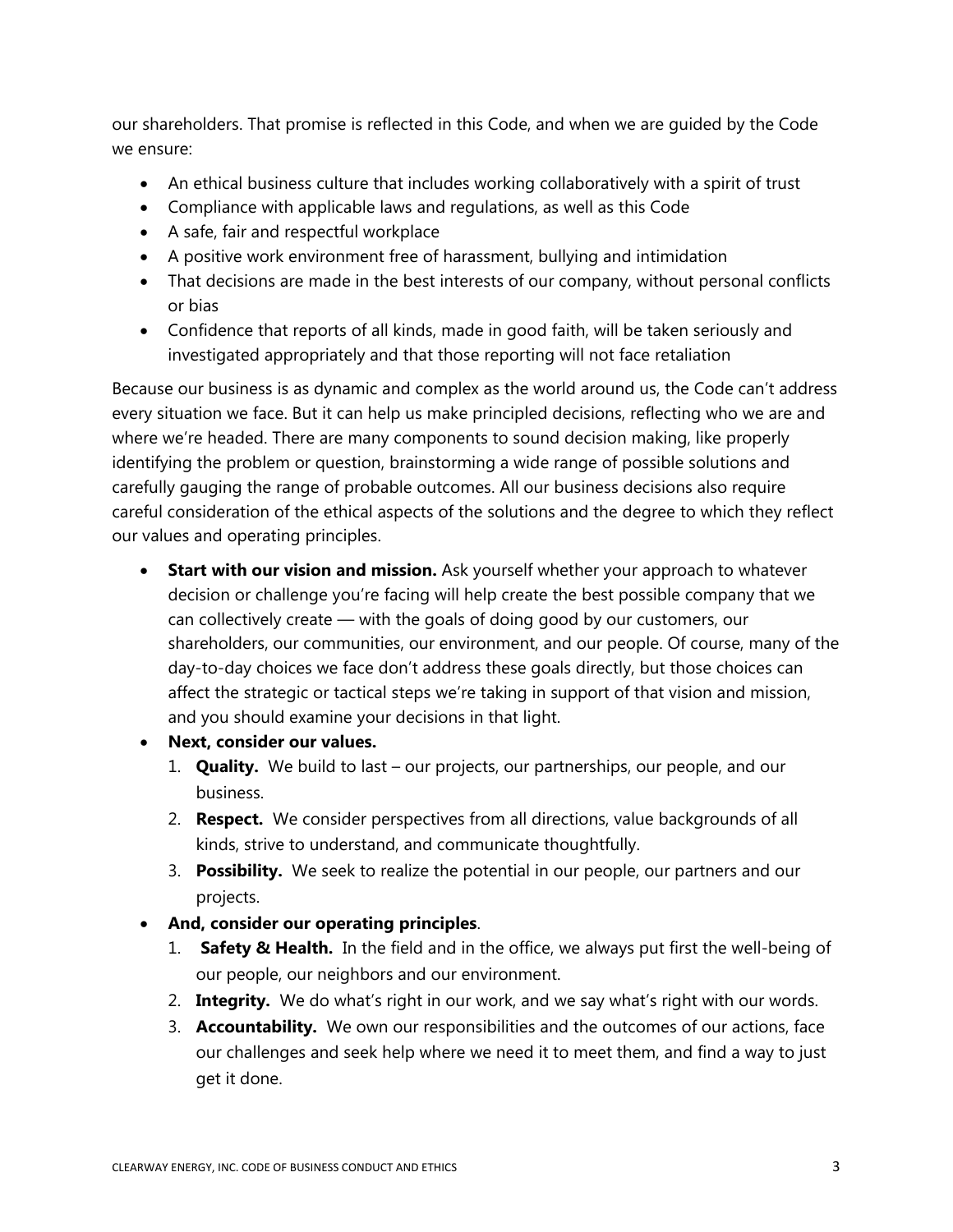our shareholders. That promise is reflected in this Code, and when we are guided by the Code we ensure:

- An ethical business culture that includes working collaboratively with a spirit of trust
- Compliance with applicable laws and regulations, as well as this Code
- A safe, fair and respectful workplace
- A positive work environment free of harassment, bullying and intimidation
- That decisions are made in the best interests of our company, without personal conflicts or bias
- Confidence that reports of all kinds, made in good faith, will be taken seriously and investigated appropriately and that those reporting will not face retaliation

Because our business is as dynamic and complex as the world around us, the Code can't address every situation we face. But it can help us make principled decisions, reflecting who we are and where we're headed. There are many components to sound decision making, like properly identifying the problem or question, brainstorming a wide range of possible solutions and carefully gauging the range of probable outcomes. All our business decisions also require careful consideration of the ethical aspects of the solutions and the degree to which they reflect our values and operating principles.

- **Start with our vision and mission.** Ask yourself whether your approach to whatever decision or challenge you're facing will help create the best possible company that we can collectively create — with the goals of doing good by our customers, our shareholders, our communities, our environment, and our people. Of course, many of the day-to-day choices we face don't address these goals directly, but those choices can affect the strategic or tactical steps we're taking in support of that vision and mission, and you should examine your decisions in that light.
- **Next, consider our values.**
  1. **Quality.** We build to last – our projects, our partnerships, our people, and our business.
  2. **Respect.** We consider perspectives from all directions, value backgrounds of all kinds, strive to understand, and communicate thoughtfully.
  3. **Possibility.** We seek to realize the potential in our people, our partners and our projects.
- **And, consider our operating principles**.
  1. **Safety & Health.** In the field and in the office, we always put first the well-being of our people, our neighbors and our environment.
  2. **Integrity.** We do what's right in our work, and we say what's right with our words.
  3. **Accountability.** We own our responsibilities and the outcomes of our actions, face our challenges and seek help where we need it to meet them, and find a way to just get it done.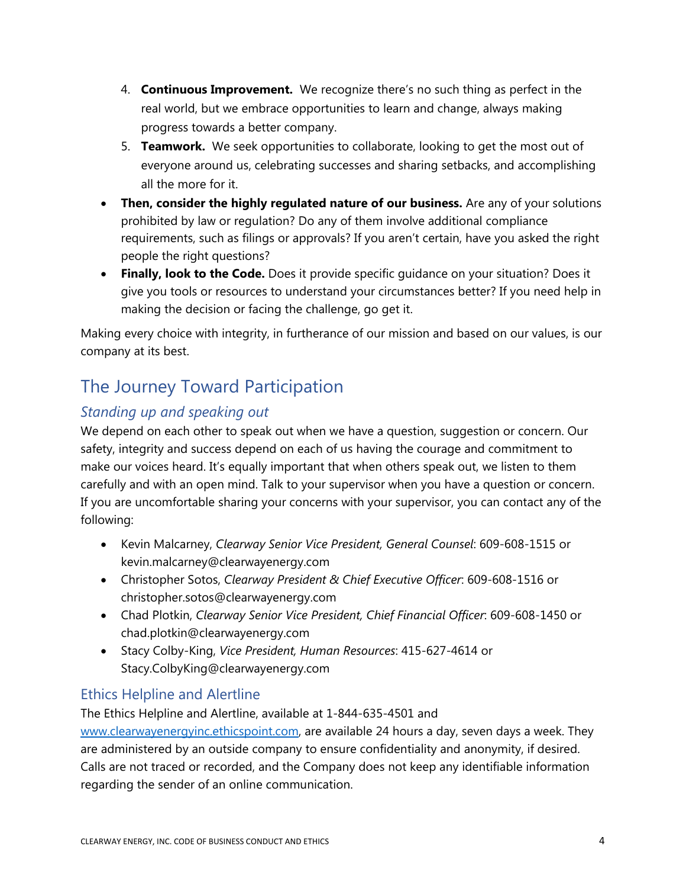4. **Continuous Improvement.** We recognize there's no such thing as perfect in the real world, but we embrace opportunities to learn and change, always making progress towards a better company.
5. **Teamwork.** We seek opportunities to collaborate, looking to get the most out of everyone around us, celebrating successes and sharing setbacks, and accomplishing all the more for it.

- **Then, consider the highly regulated nature of our business.** Are any of your solutions prohibited by law or regulation? Do any of them involve additional compliance requirements, such as filings or approvals? If you aren't certain, have you asked the right people the right questions?
- **Finally, look to the Code.** Does it provide specific guidance on your situation? Does it give you tools or resources to understand your circumstances better? If you need help in making the decision or facing the challenge, go get it.

Making every choice with integrity, in furtherance of our mission and based on our values, is our company at its best.

## The Journey Toward Participation

### *Standing up and speaking out*

We depend on each other to speak out when we have a question, suggestion or concern. Our safety, integrity and success depend on each of us having the courage and commitment to make our voices heard. It's equally important that when others speak out, we listen to them carefully and with an open mind. Talk to your supervisor when you have a question or concern. If you are uncomfortable sharing your concerns with your supervisor, you can contact any of the following:

- Kevin Malcarney, *Clearway Senior Vice President, General Counsel*: 609-608-1515 or kevin.malcarney@clearwayenergy.com
- Christopher Sotos, *Clearway President & Chief Executive Officer*: 609-608-1516 or christopher.sotos@clearwayenergy.com
- Chad Plotkin, *Clearway Senior Vice President, Chief Financial Officer*: 609-608-1450 or chad.plotkin@clearwayenergy.com
- Stacy Colby-King, *Vice President, Human Resources*: 415-627-4614 or Stacy.ColbyKing@clearwayenergy.com

### Ethics Helpline and Alertline

The Ethics Helpline and Alertline, available at 1-844-635-4501 and [www.clearwayenergyinc.ethicspoint.com](http://www.clearwayenergyinc.ethicspoint.com), are available 24 hours a day, seven days a week. They are administered by an outside company to ensure confidentiality and anonymity, if desired. Calls are not traced or recorded, and the Company does not keep any identifiable information regarding the sender of an online communication.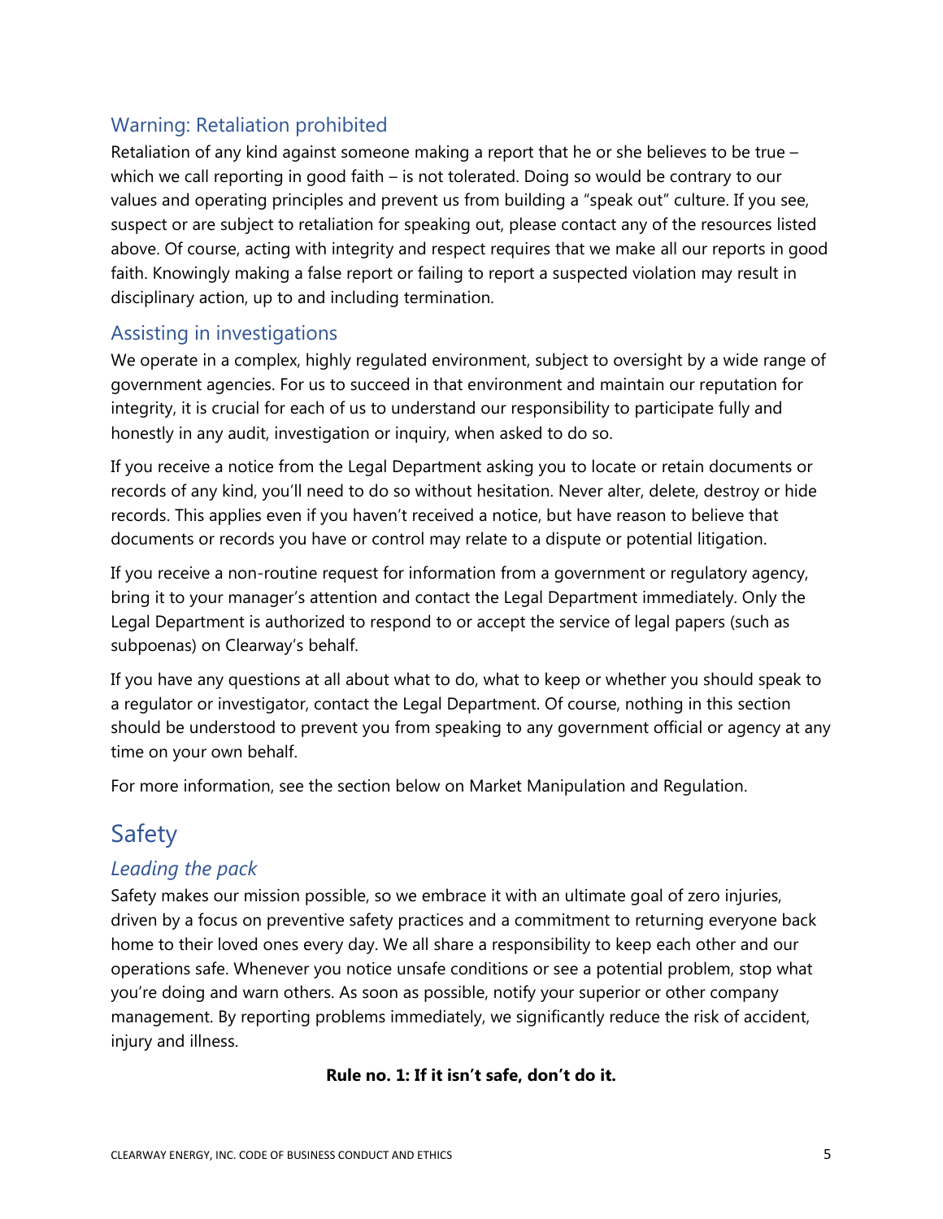### Warning: Retaliation prohibited

Retaliation of any kind against someone making a report that he or she believes to be true – which we call reporting in good faith – is not tolerated. Doing so would be contrary to our values and operating principles and prevent us from building a "speak out" culture. If you see, suspect or are subject to retaliation for speaking out, please contact any of the resources listed above. Of course, acting with integrity and respect requires that we make all our reports in good faith. Knowingly making a false report or failing to report a suspected violation may result in disciplinary action, up to and including termination.

### Assisting in investigations

We operate in a complex, highly regulated environment, subject to oversight by a wide range of government agencies. For us to succeed in that environment and maintain our reputation for integrity, it is crucial for each of us to understand our responsibility to participate fully and honestly in any audit, investigation or inquiry, when asked to do so.

If you receive a notice from the Legal Department asking you to locate or retain documents or records of any kind, you'll need to do so without hesitation. Never alter, delete, destroy or hide records. This applies even if you haven't received a notice, but have reason to believe that documents or records you have or control may relate to a dispute or potential litigation.

If you receive a non-routine request for information from a government or regulatory agency, bring it to your manager's attention and contact the Legal Department immediately. Only the Legal Department is authorized to respond to or accept the service of legal papers (such as subpoenas) on Clearway's behalf.

If you have any questions at all about what to do, what to keep or whether you should speak to a regulator or investigator, contact the Legal Department. Of course, nothing in this section should be understood to prevent you from speaking to any government official or agency at any time on your own behalf.

For more information, see the section below on Market Manipulation and Regulation.

## Safety

### *Leading the pack*

Safety makes our mission possible, so we embrace it with an ultimate goal of zero injuries, driven by a focus on preventive safety practices and a commitment to returning everyone back home to their loved ones every day. We all share a responsibility to keep each other and our operations safe. Whenever you notice unsafe conditions or see a potential problem, stop what you're doing and warn others. As soon as possible, notify your superior or other company management. By reporting problems immediately, we significantly reduce the risk of accident, injury and illness.

**Rule no. 1: If it isn't safe, don't do it.**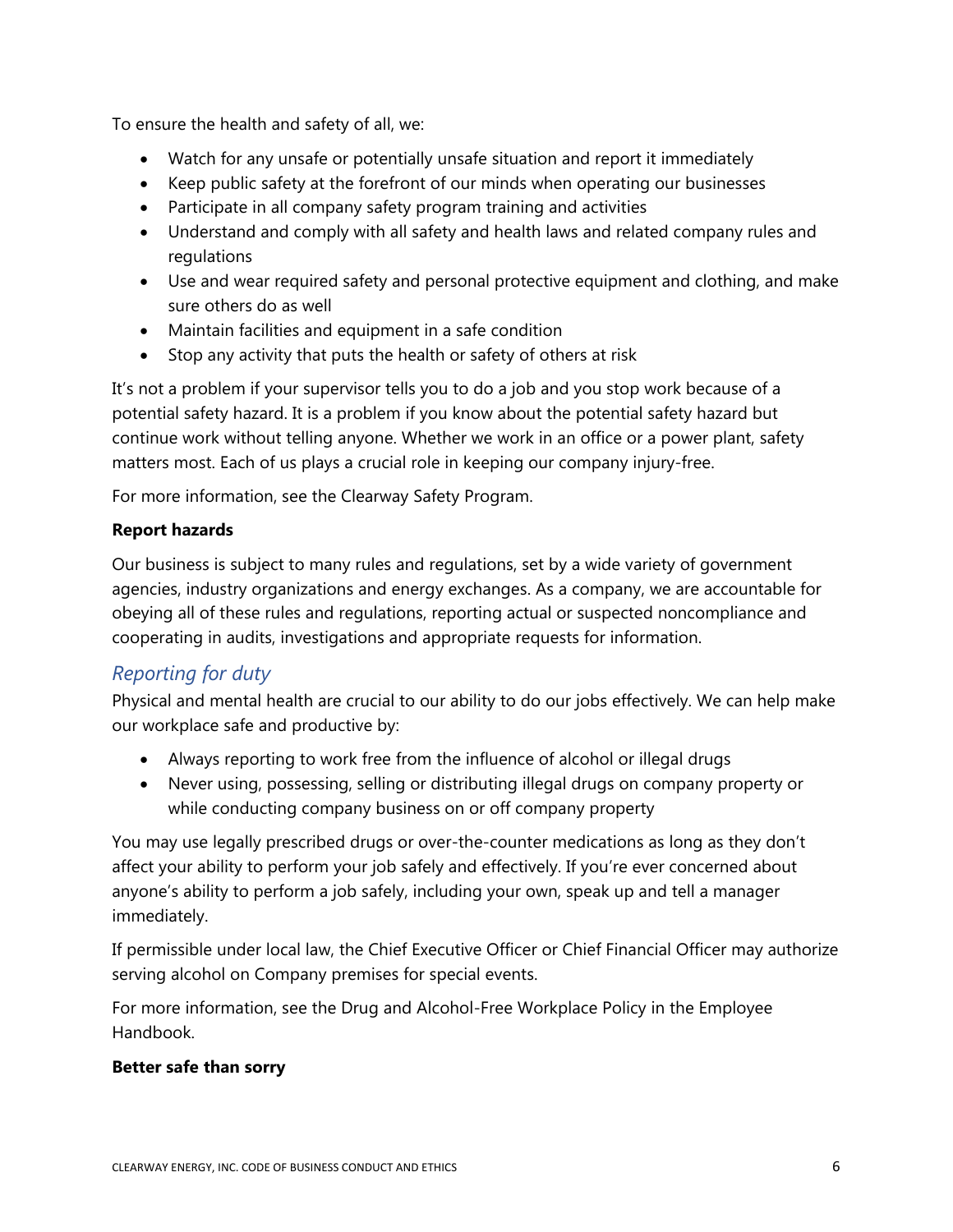To ensure the health and safety of all, we:

- Watch for any unsafe or potentially unsafe situation and report it immediately
- Keep public safety at the forefront of our minds when operating our businesses
- Participate in all company safety program training and activities
- Understand and comply with all safety and health laws and related company rules and regulations
- Use and wear required safety and personal protective equipment and clothing, and make sure others do as well
- Maintain facilities and equipment in a safe condition
- Stop any activity that puts the health or safety of others at risk

It's not a problem if your supervisor tells you to do a job and you stop work because of a potential safety hazard. It is a problem if you know about the potential safety hazard but continue work without telling anyone. Whether we work in an office or a power plant, safety matters most. Each of us plays a crucial role in keeping our company injury-free.

For more information, see the Clearway Safety Program.

**Report hazards**

Our business is subject to many rules and regulations, set by a wide variety of government agencies, industry organizations and energy exchanges. As a company, we are accountable for obeying all of these rules and regulations, reporting actual or suspected noncompliance and cooperating in audits, investigations and appropriate requests for information.

## *Reporting for duty*

Physical and mental health are crucial to our ability to do our jobs effectively. We can help make our workplace safe and productive by:

- Always reporting to work free from the influence of alcohol or illegal drugs
- Never using, possessing, selling or distributing illegal drugs on company property or while conducting company business on or off company property

You may use legally prescribed drugs or over-the-counter medications as long as they don't affect your ability to perform your job safely and effectively. If you're ever concerned about anyone's ability to perform a job safely, including your own, speak up and tell a manager immediately.

If permissible under local law, the Chief Executive Officer or Chief Financial Officer may authorize serving alcohol on Company premises for special events.

For more information, see the Drug and Alcohol-Free Workplace Policy in the Employee Handbook.

**Better safe than sorry**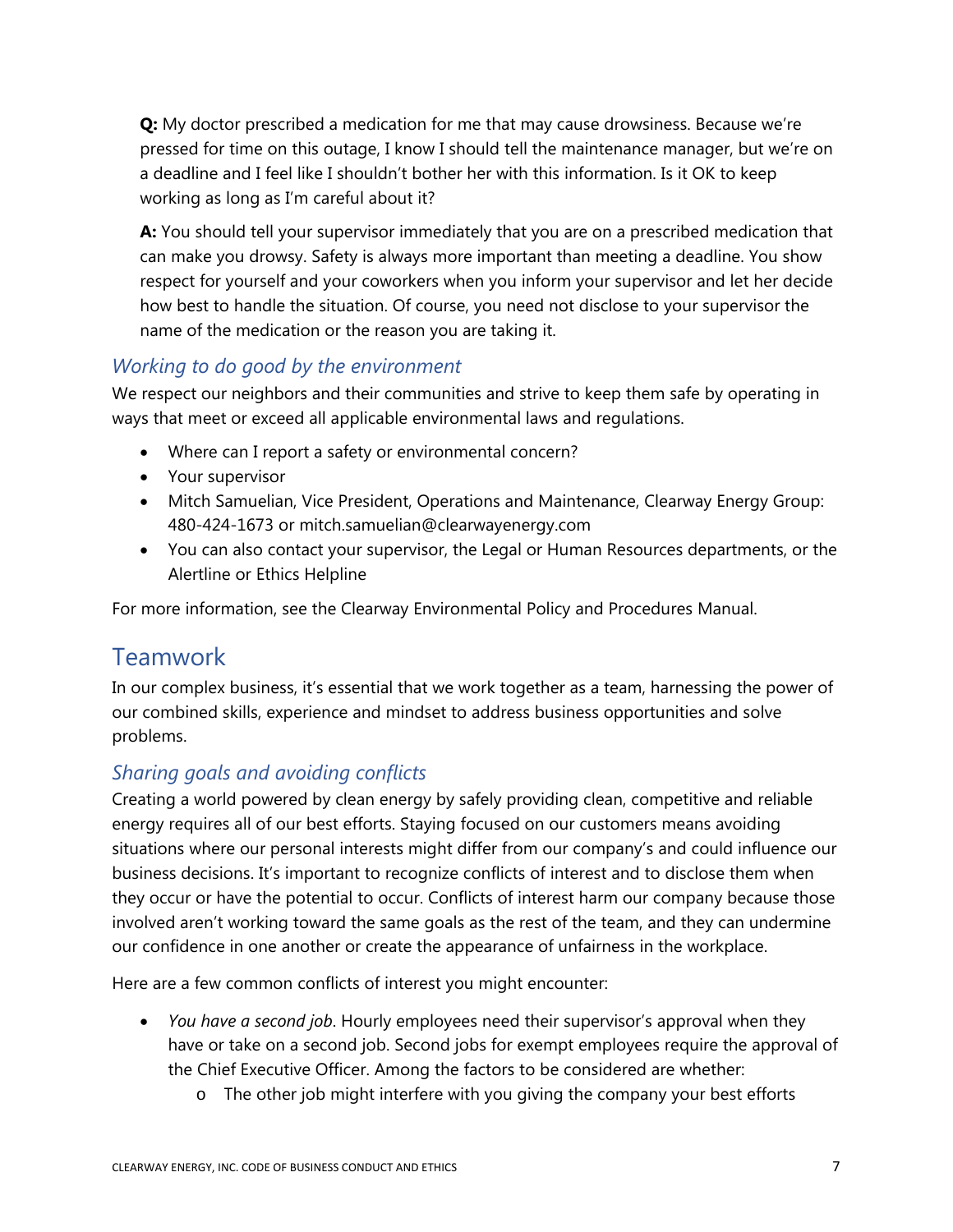**Q:** My doctor prescribed a medication for me that may cause drowsiness. Because we're pressed for time on this outage, I know I should tell the maintenance manager, but we're on a deadline and I feel like I shouldn't bother her with this information. Is it OK to keep working as long as I'm careful about it?

**A:** You should tell your supervisor immediately that you are on a prescribed medication that can make you drowsy. Safety is always more important than meeting a deadline. You show respect for yourself and your coworkers when you inform your supervisor and let her decide how best to handle the situation. Of course, you need not disclose to your supervisor the name of the medication or the reason you are taking it.

### *Working to do good by the environment*

We respect our neighbors and their communities and strive to keep them safe by operating in ways that meet or exceed all applicable environmental laws and regulations.

- Where can I report a safety or environmental concern?
- Your supervisor
- Mitch Samuelian, Vice President, Operations and Maintenance, Clearway Energy Group: 480-424-1673 or mitch.samuelian@clearwayenergy.com
- You can also contact your supervisor, the Legal or Human Resources departments, or the Alertline or Ethics Helpline

For more information, see the Clearway Environmental Policy and Procedures Manual.

## Teamwork

In our complex business, it's essential that we work together as a team, harnessing the power of our combined skills, experience and mindset to address business opportunities and solve problems.

### *Sharing goals and avoiding conflicts*

Creating a world powered by clean energy by safely providing clean, competitive and reliable energy requires all of our best efforts. Staying focused on our customers means avoiding situations where our personal interests might differ from our company's and could influence our business decisions. It's important to recognize conflicts of interest and to disclose them when they occur or have the potential to occur. Conflicts of interest harm our company because those involved aren't working toward the same goals as the rest of the team, and they can undermine our confidence in one another or create the appearance of unfairness in the workplace.

Here are a few common conflicts of interest you might encounter:

- *You have a second job*. Hourly employees need their supervisor's approval when they have or take on a second job. Second jobs for exempt employees require the approval of the Chief Executive Officer. Among the factors to be considered are whether:
    - The other job might interfere with you giving the company your best efforts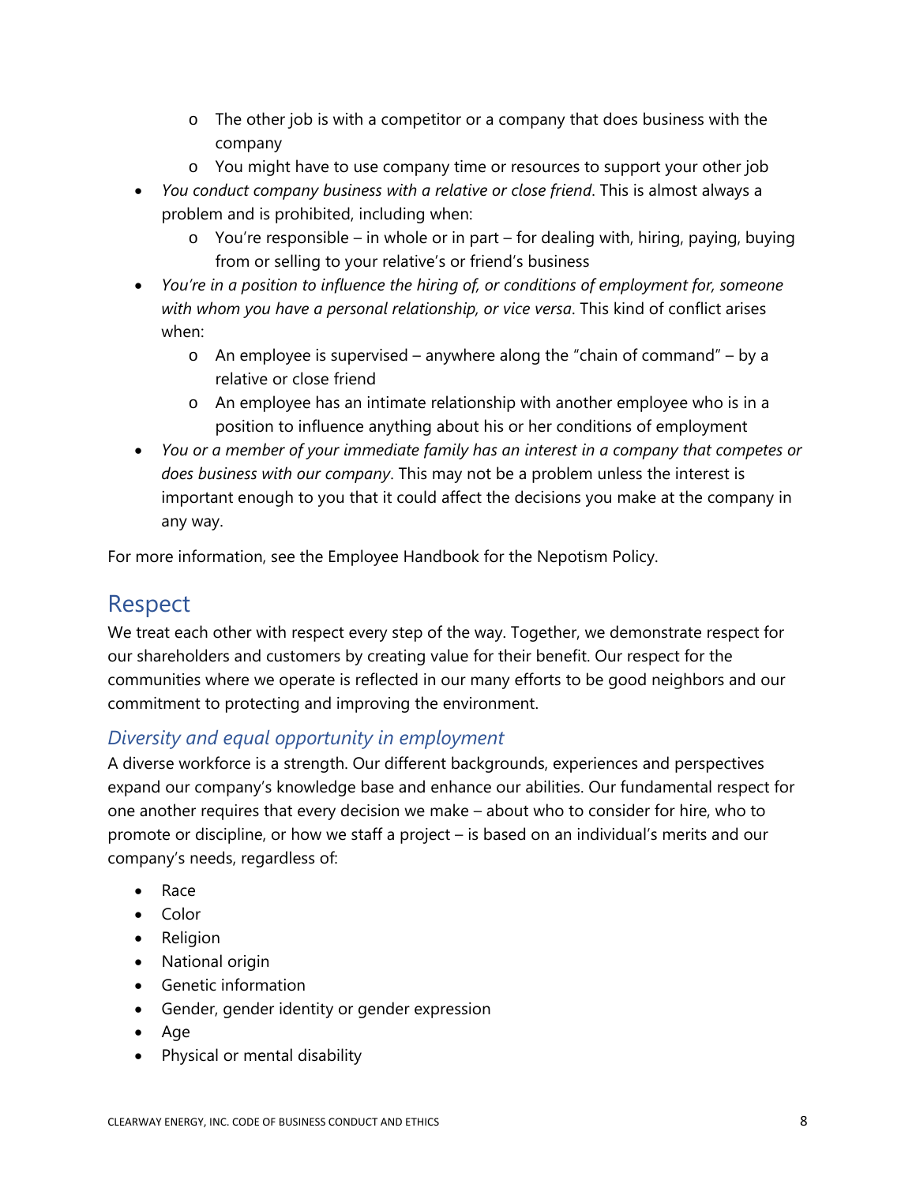- The other job is with a competitor or a company that does business with the company
  - You might have to use company time or resources to support your other job
- *You conduct company business with a relative or close friend*. This is almost always a problem and is prohibited, including when:
  - You're responsible – in whole or in part – for dealing with, hiring, paying, buying from or selling to your relative's or friend's business
- *You're in a position to influence the hiring of, or conditions of employment for, someone with whom you have a personal relationship, or vice versa*. This kind of conflict arises when:
  - An employee is supervised – anywhere along the "chain of command" – by a relative or close friend
  - An employee has an intimate relationship with another employee who is in a position to influence anything about his or her conditions of employment
- *You or a member of your immediate family has an interest in a company that competes or does business with our company*. This may not be a problem unless the interest is important enough to you that it could affect the decisions you make at the company in any way.

For more information, see the Employee Handbook for the Nepotism Policy.

## Respect

We treat each other with respect every step of the way. Together, we demonstrate respect for our shareholders and customers by creating value for their benefit. Our respect for the communities where we operate is reflected in our many efforts to be good neighbors and our commitment to protecting and improving the environment.

### *Diversity and equal opportunity in employment*

A diverse workforce is a strength. Our different backgrounds, experiences and perspectives expand our company's knowledge base and enhance our abilities. Our fundamental respect for one another requires that every decision we make – about who to consider for hire, who to promote or discipline, or how we staff a project – is based on an individual's merits and our company's needs, regardless of:

- Race
- Color
- Religion
- National origin
- Genetic information
- Gender, gender identity or gender expression
- Age
- Physical or mental disability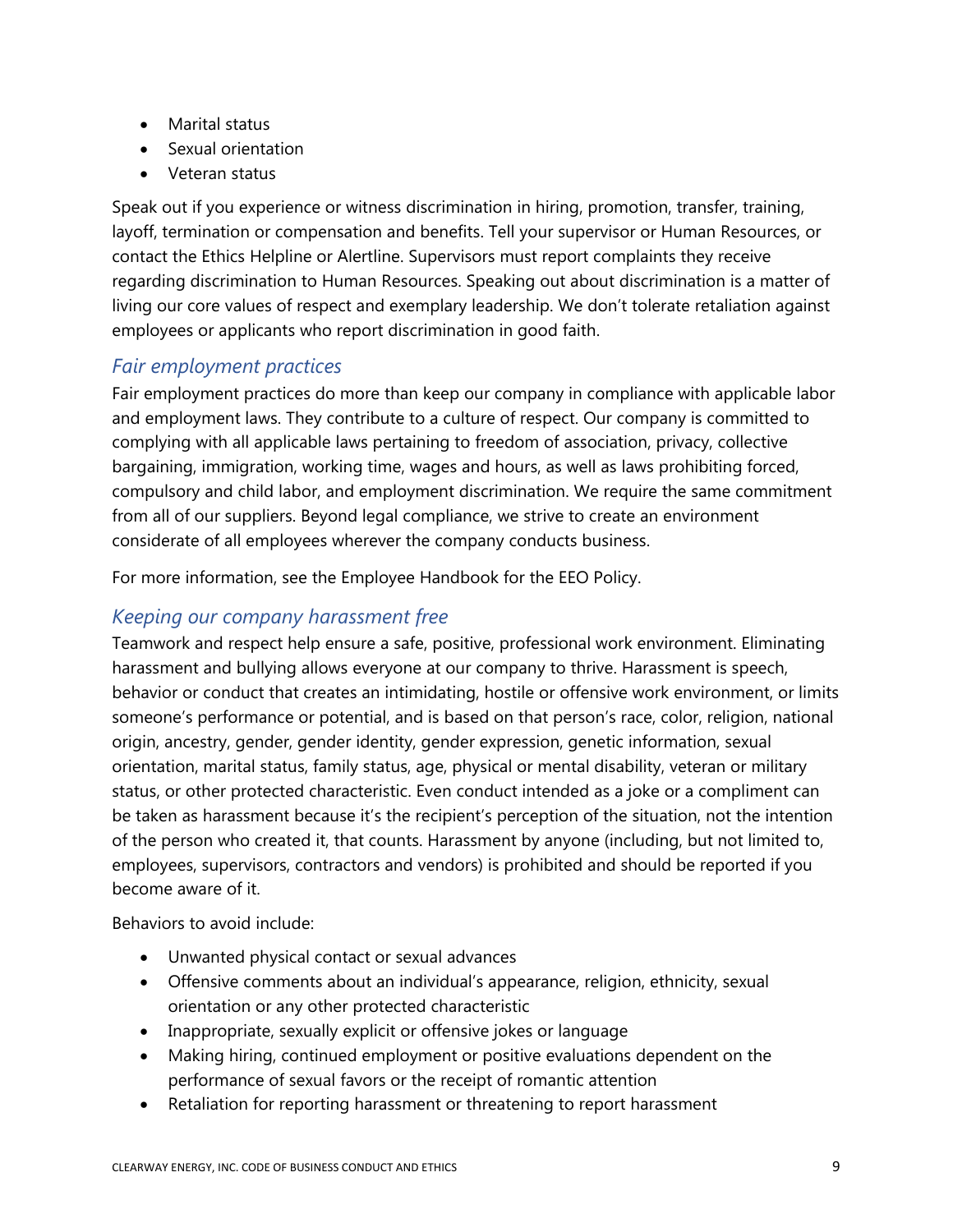- Marital status
- Sexual orientation
- Veteran status

Speak out if you experience or witness discrimination in hiring, promotion, transfer, training, layoff, termination or compensation and benefits. Tell your supervisor or Human Resources, or contact the Ethics Helpline or Alertline. Supervisors must report complaints they receive regarding discrimination to Human Resources. Speaking out about discrimination is a matter of living our core values of respect and exemplary leadership. We don't tolerate retaliation against employees or applicants who report discrimination in good faith.

### *Fair employment practices*

Fair employment practices do more than keep our company in compliance with applicable labor and employment laws. They contribute to a culture of respect. Our company is committed to complying with all applicable laws pertaining to freedom of association, privacy, collective bargaining, immigration, working time, wages and hours, as well as laws prohibiting forced, compulsory and child labor, and employment discrimination. We require the same commitment from all of our suppliers. Beyond legal compliance, we strive to create an environment considerate of all employees wherever the company conducts business.

For more information, see the Employee Handbook for the EEO Policy.

### *Keeping our company harassment free*

Teamwork and respect help ensure a safe, positive, professional work environment. Eliminating harassment and bullying allows everyone at our company to thrive. Harassment is speech, behavior or conduct that creates an intimidating, hostile or offensive work environment, or limits someone's performance or potential, and is based on that person's race, color, religion, national origin, ancestry, gender, gender identity, gender expression, genetic information, sexual orientation, marital status, family status, age, physical or mental disability, veteran or military status, or other protected characteristic. Even conduct intended as a joke or a compliment can be taken as harassment because it's the recipient's perception of the situation, not the intention of the person who created it, that counts. Harassment by anyone (including, but not limited to, employees, supervisors, contractors and vendors) is prohibited and should be reported if you become aware of it.

Behaviors to avoid include:

- Unwanted physical contact or sexual advances
- Offensive comments about an individual's appearance, religion, ethnicity, sexual orientation or any other protected characteristic
- Inappropriate, sexually explicit or offensive jokes or language
- Making hiring, continued employment or positive evaluations dependent on the performance of sexual favors or the receipt of romantic attention
- Retaliation for reporting harassment or threatening to report harassment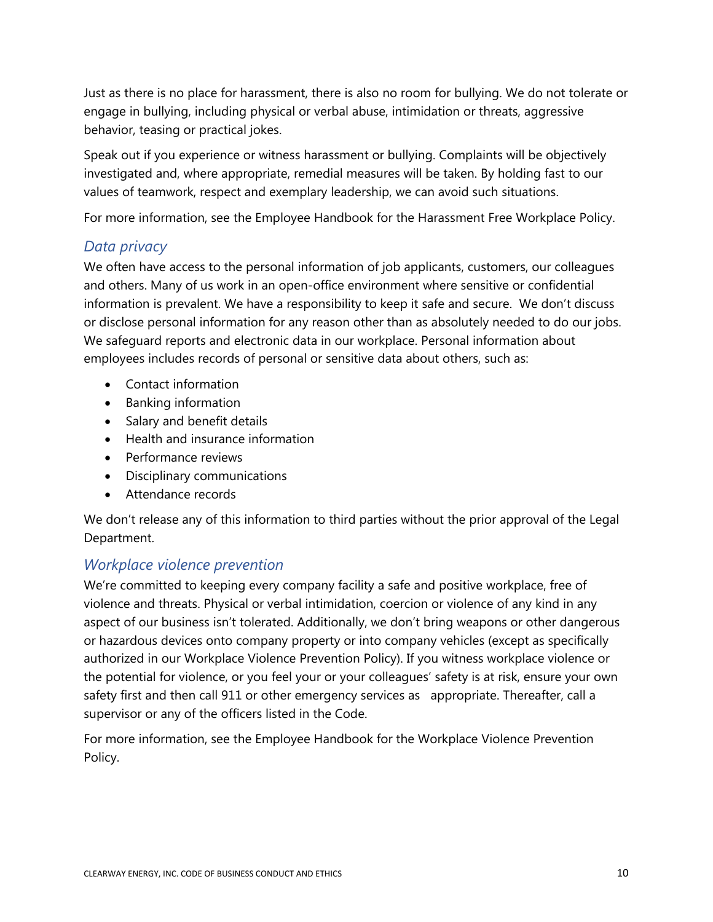Just as there is no place for harassment, there is also no room for bullying. We do not tolerate or engage in bullying, including physical or verbal abuse, intimidation or threats, aggressive behavior, teasing or practical jokes.

Speak out if you experience or witness harassment or bullying. Complaints will be objectively investigated and, where appropriate, remedial measures will be taken. By holding fast to our values of teamwork, respect and exemplary leadership, we can avoid such situations.

For more information, see the Employee Handbook for the Harassment Free Workplace Policy.

### *Data privacy*

We often have access to the personal information of job applicants, customers, our colleagues and others. Many of us work in an open-office environment where sensitive or confidential information is prevalent. We have a responsibility to keep it safe and secure. We don't discuss or disclose personal information for any reason other than as absolutely needed to do our jobs. We safeguard reports and electronic data in our workplace. Personal information about employees includes records of personal or sensitive data about others, such as:

- Contact information
- Banking information
- Salary and benefit details
- Health and insurance information
- Performance reviews
- Disciplinary communications
- Attendance records

We don't release any of this information to third parties without the prior approval of the Legal Department.

### *Workplace violence prevention*

We're committed to keeping every company facility a safe and positive workplace, free of violence and threats. Physical or verbal intimidation, coercion or violence of any kind in any aspect of our business isn't tolerated. Additionally, we don't bring weapons or other dangerous or hazardous devices onto company property or into company vehicles (except as specifically authorized in our Workplace Violence Prevention Policy). If you witness workplace violence or the potential for violence, or you feel your or your colleagues' safety is at risk, ensure your own safety first and then call 911 or other emergency services as appropriate. Thereafter, call a supervisor or any of the officers listed in the Code.

For more information, see the Employee Handbook for the Workplace Violence Prevention Policy.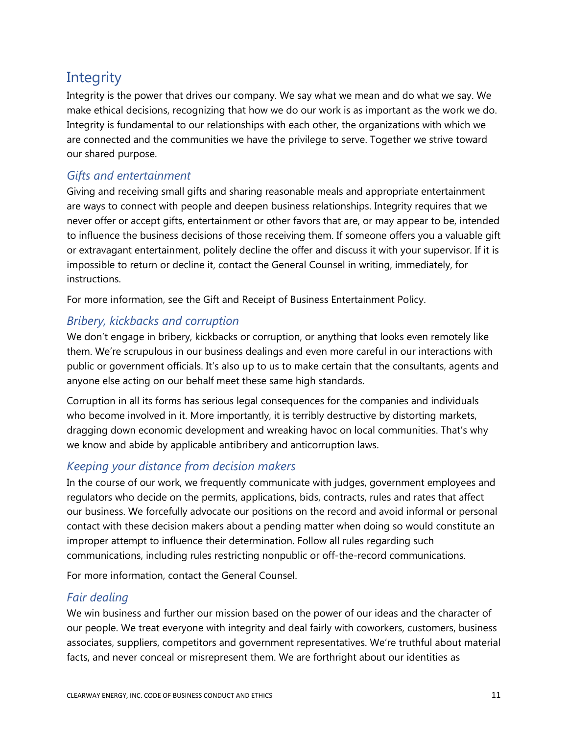## Integrity

Integrity is the power that drives our company. We say what we mean and do what we say. We make ethical decisions, recognizing that how we do our work is as important as the work we do. Integrity is fundamental to our relationships with each other, the organizations with which we are connected and the communities we have the privilege to serve. Together we strive toward our shared purpose.

### *Gifts and entertainment*

Giving and receiving small gifts and sharing reasonable meals and appropriate entertainment are ways to connect with people and deepen business relationships. Integrity requires that we never offer or accept gifts, entertainment or other favors that are, or may appear to be, intended to influence the business decisions of those receiving them. If someone offers you a valuable gift or extravagant entertainment, politely decline the offer and discuss it with your supervisor. If it is impossible to return or decline it, contact the General Counsel in writing, immediately, for instructions.

For more information, see the Gift and Receipt of Business Entertainment Policy.

### *Bribery, kickbacks and corruption*

We don't engage in bribery, kickbacks or corruption, or anything that looks even remotely like them. We're scrupulous in our business dealings and even more careful in our interactions with public or government officials. It's also up to us to make certain that the consultants, agents and anyone else acting on our behalf meet these same high standards.

Corruption in all its forms has serious legal consequences for the companies and individuals who become involved in it. More importantly, it is terribly destructive by distorting markets, dragging down economic development and wreaking havoc on local communities. That's why we know and abide by applicable antibribery and anticorruption laws.

### *Keeping your distance from decision makers*

In the course of our work, we frequently communicate with judges, government employees and regulators who decide on the permits, applications, bids, contracts, rules and rates that affect our business. We forcefully advocate our positions on the record and avoid informal or personal contact with these decision makers about a pending matter when doing so would constitute an improper attempt to influence their determination. Follow all rules regarding such communications, including rules restricting nonpublic or off-the-record communications.

For more information, contact the General Counsel.

### *Fair dealing*

We win business and further our mission based on the power of our ideas and the character of our people. We treat everyone with integrity and deal fairly with coworkers, customers, business associates, suppliers, competitors and government representatives. We're truthful about material facts, and never conceal or misrepresent them. We are forthright about our identities as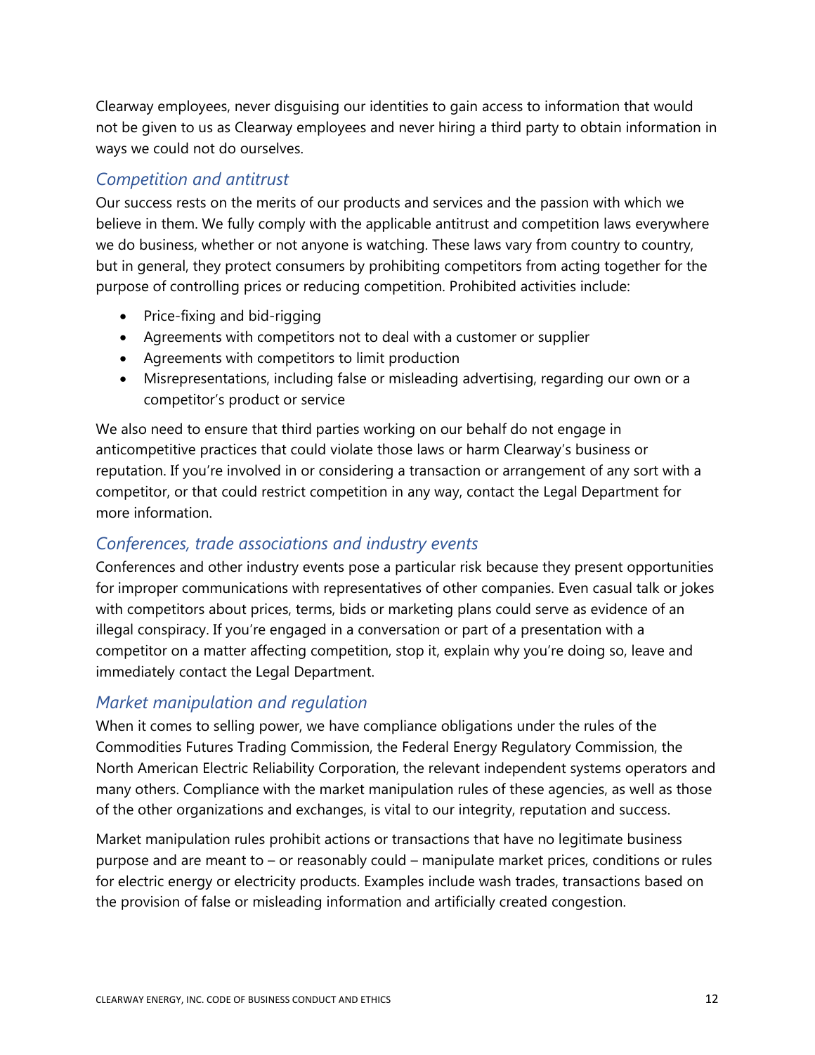Clearway employees, never disguising our identities to gain access to information that would not be given to us as Clearway employees and never hiring a third party to obtain information in ways we could not do ourselves.

### *Competition and antitrust*

Our success rests on the merits of our products and services and the passion with which we believe in them. We fully comply with the applicable antitrust and competition laws everywhere we do business, whether or not anyone is watching. These laws vary from country to country, but in general, they protect consumers by prohibiting competitors from acting together for the purpose of controlling prices or reducing competition. Prohibited activities include:

- Price-fixing and bid-rigging
- Agreements with competitors not to deal with a customer or supplier
- Agreements with competitors to limit production
- Misrepresentations, including false or misleading advertising, regarding our own or a competitor's product or service

We also need to ensure that third parties working on our behalf do not engage in anticompetitive practices that could violate those laws or harm Clearway's business or reputation. If you're involved in or considering a transaction or arrangement of any sort with a competitor, or that could restrict competition in any way, contact the Legal Department for more information.

### *Conferences, trade associations and industry events*

Conferences and other industry events pose a particular risk because they present opportunities for improper communications with representatives of other companies. Even casual talk or jokes with competitors about prices, terms, bids or marketing plans could serve as evidence of an illegal conspiracy. If you're engaged in a conversation or part of a presentation with a competitor on a matter affecting competition, stop it, explain why you're doing so, leave and immediately contact the Legal Department.

### *Market manipulation and regulation*

When it comes to selling power, we have compliance obligations under the rules of the Commodities Futures Trading Commission, the Federal Energy Regulatory Commission, the North American Electric Reliability Corporation, the relevant independent systems operators and many others. Compliance with the market manipulation rules of these agencies, as well as those of the other organizations and exchanges, is vital to our integrity, reputation and success.

Market manipulation rules prohibit actions or transactions that have no legitimate business purpose and are meant to – or reasonably could – manipulate market prices, conditions or rules for electric energy or electricity products. Examples include wash trades, transactions based on the provision of false or misleading information and artificially created congestion.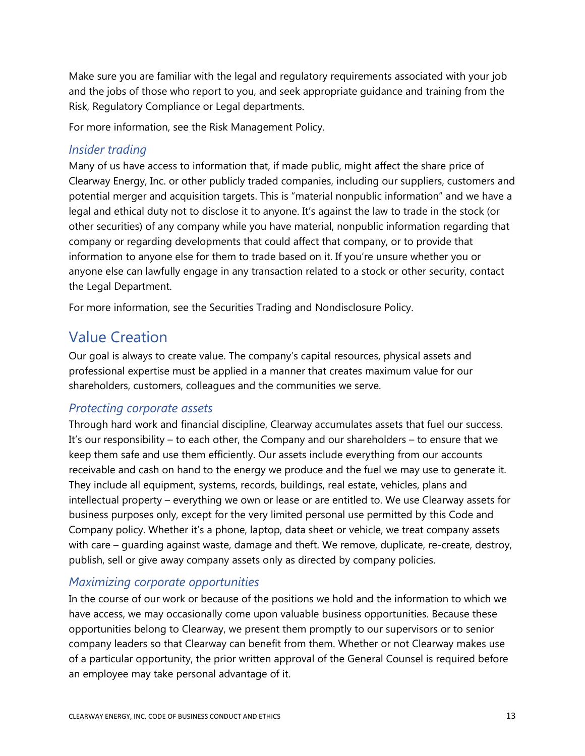Make sure you are familiar with the legal and regulatory requirements associated with your job and the jobs of those who report to you, and seek appropriate guidance and training from the Risk, Regulatory Compliance or Legal departments.

For more information, see the Risk Management Policy.

### *Insider trading*

Many of us have access to information that, if made public, might affect the share price of Clearway Energy, Inc. or other publicly traded companies, including our suppliers, customers and potential merger and acquisition targets. This is "material nonpublic information" and we have a legal and ethical duty not to disclose it to anyone. It's against the law to trade in the stock (or other securities) of any company while you have material, nonpublic information regarding that company or regarding developments that could affect that company, or to provide that information to anyone else for them to trade based on it. If you're unsure whether you or anyone else can lawfully engage in any transaction related to a stock or other security, contact the Legal Department.

For more information, see the Securities Trading and Nondisclosure Policy.

## Value Creation

Our goal is always to create value. The company's capital resources, physical assets and professional expertise must be applied in a manner that creates maximum value for our shareholders, customers, colleagues and the communities we serve.

### *Protecting corporate assets*

Through hard work and financial discipline, Clearway accumulates assets that fuel our success. It's our responsibility – to each other, the Company and our shareholders – to ensure that we keep them safe and use them efficiently. Our assets include everything from our accounts receivable and cash on hand to the energy we produce and the fuel we may use to generate it. They include all equipment, systems, records, buildings, real estate, vehicles, plans and intellectual property – everything we own or lease or are entitled to. We use Clearway assets for business purposes only, except for the very limited personal use permitted by this Code and Company policy. Whether it's a phone, laptop, data sheet or vehicle, we treat company assets with care – guarding against waste, damage and theft. We remove, duplicate, re-create, destroy, publish, sell or give away company assets only as directed by company policies.

### *Maximizing corporate opportunities*

In the course of our work or because of the positions we hold and the information to which we have access, we may occasionally come upon valuable business opportunities. Because these opportunities belong to Clearway, we present them promptly to our supervisors or to senior company leaders so that Clearway can benefit from them. Whether or not Clearway makes use of a particular opportunity, the prior written approval of the General Counsel is required before an employee may take personal advantage of it.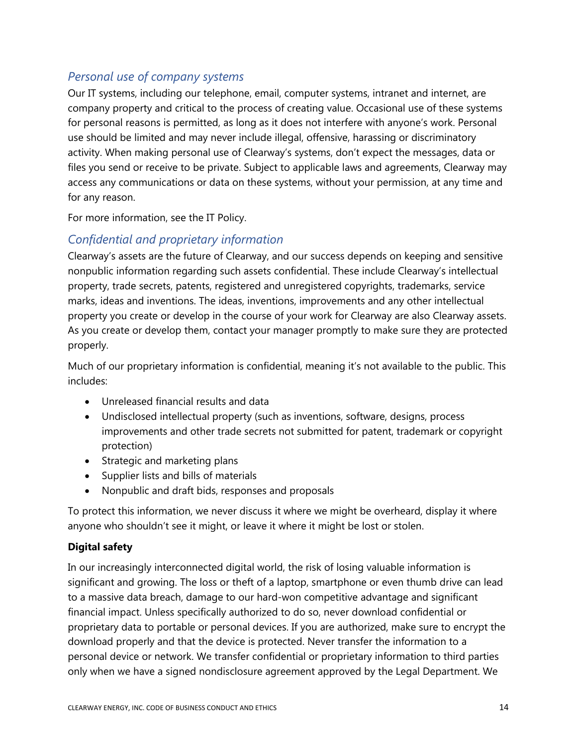### *Personal use of company systems*

Our IT systems, including our telephone, email, computer systems, intranet and internet, are company property and critical to the process of creating value. Occasional use of these systems for personal reasons is permitted, as long as it does not interfere with anyone's work. Personal use should be limited and may never include illegal, offensive, harassing or discriminatory activity. When making personal use of Clearway's systems, don't expect the messages, data or files you send or receive to be private. Subject to applicable laws and agreements, Clearway may access any communications or data on these systems, without your permission, at any time and for any reason.

For more information, see the IT Policy.

### *Confidential and proprietary information*

Clearway's assets are the future of Clearway, and our success depends on keeping and sensitive nonpublic information regarding such assets confidential. These include Clearway's intellectual property, trade secrets, patents, registered and unregistered copyrights, trademarks, service marks, ideas and inventions. The ideas, inventions, improvements and any other intellectual property you create or develop in the course of your work for Clearway are also Clearway assets. As you create or develop them, contact your manager promptly to make sure they are protected properly.

Much of our proprietary information is confidential, meaning it's not available to the public. This includes:

- Unreleased financial results and data
- Undisclosed intellectual property (such as inventions, software, designs, process improvements and other trade secrets not submitted for patent, trademark or copyright protection)
- Strategic and marketing plans
- Supplier lists and bills of materials
- Nonpublic and draft bids, responses and proposals

To protect this information, we never discuss it where we might be overheard, display it where anyone who shouldn't see it might, or leave it where it might be lost or stolen.

**Digital safety**

In our increasingly interconnected digital world, the risk of losing valuable information is significant and growing. The loss or theft of a laptop, smartphone or even thumb drive can lead to a massive data breach, damage to our hard-won competitive advantage and significant financial impact. Unless specifically authorized to do so, never download confidential or proprietary data to portable or personal devices. If you are authorized, make sure to encrypt the download properly and that the device is protected. Never transfer the information to a personal device or network. We transfer confidential or proprietary information to third parties only when we have a signed nondisclosure agreement approved by the Legal Department. We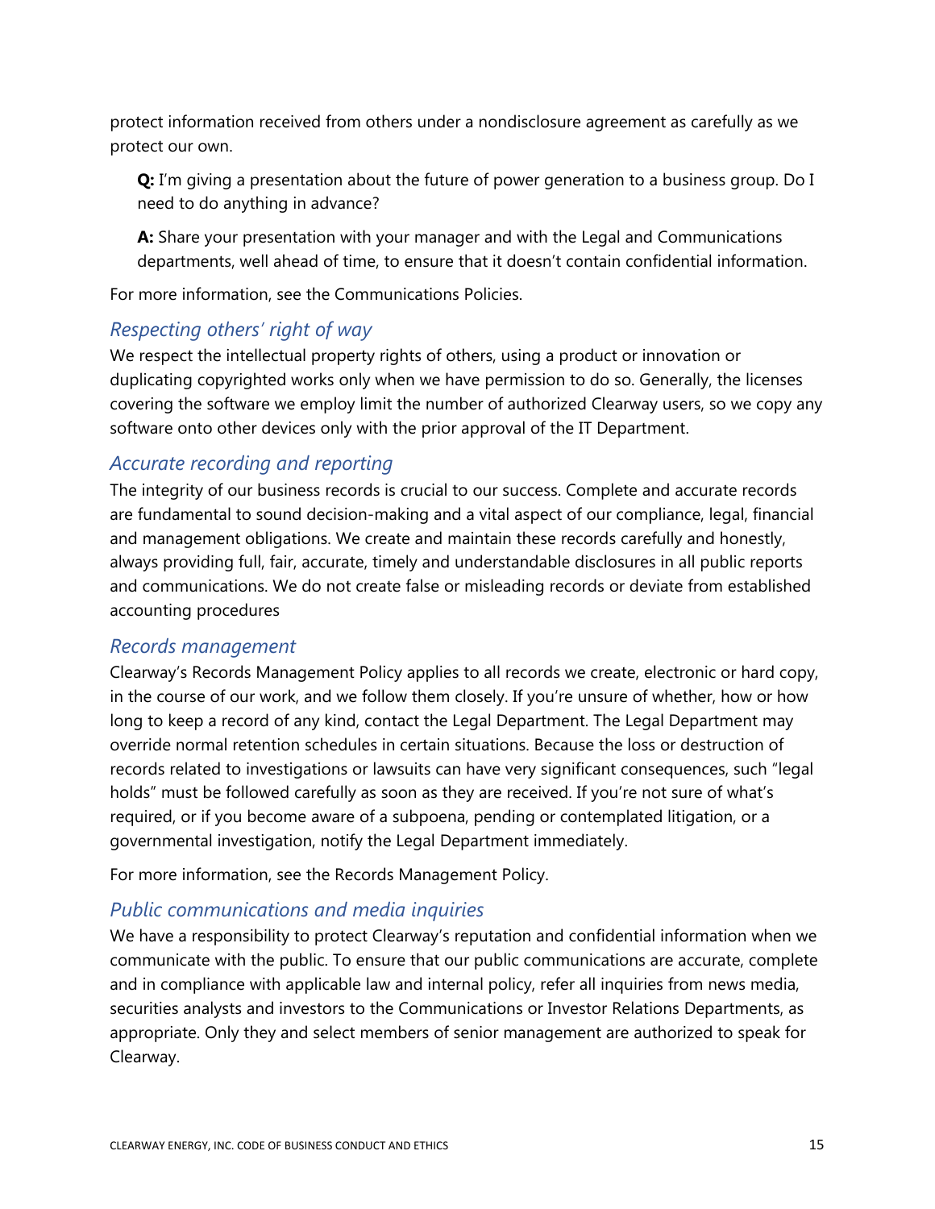protect information received from others under a nondisclosure agreement as carefully as we protect our own.

> **Q:** I'm giving a presentation about the future of power generation to a business group. Do I need to do anything in advance?
>
> **A:** Share your presentation with your manager and with the Legal and Communications departments, well ahead of time, to ensure that it doesn't contain confidential information.

For more information, see the Communications Policies.

### *Respecting others' right of way*

We respect the intellectual property rights of others, using a product or innovation or duplicating copyrighted works only when we have permission to do so. Generally, the licenses covering the software we employ limit the number of authorized Clearway users, so we copy any software onto other devices only with the prior approval of the IT Department.

### *Accurate recording and reporting*

The integrity of our business records is crucial to our success. Complete and accurate records are fundamental to sound decision-making and a vital aspect of our compliance, legal, financial and management obligations. We create and maintain these records carefully and honestly, always providing full, fair, accurate, timely and understandable disclosures in all public reports and communications. We do not create false or misleading records or deviate from established accounting procedures

### *Records management*

Clearway's Records Management Policy applies to all records we create, electronic or hard copy, in the course of our work, and we follow them closely. If you're unsure of whether, how or how long to keep a record of any kind, contact the Legal Department. The Legal Department may override normal retention schedules in certain situations. Because the loss or destruction of records related to investigations or lawsuits can have very significant consequences, such "legal holds" must be followed carefully as soon as they are received. If you're not sure of what's required, or if you become aware of a subpoena, pending or contemplated litigation, or a governmental investigation, notify the Legal Department immediately.

For more information, see the Records Management Policy.

### *Public communications and media inquiries*

We have a responsibility to protect Clearway's reputation and confidential information when we communicate with the public. To ensure that our public communications are accurate, complete and in compliance with applicable law and internal policy, refer all inquiries from news media, securities analysts and investors to the Communications or Investor Relations Departments, as appropriate. Only they and select members of senior management are authorized to speak for Clearway.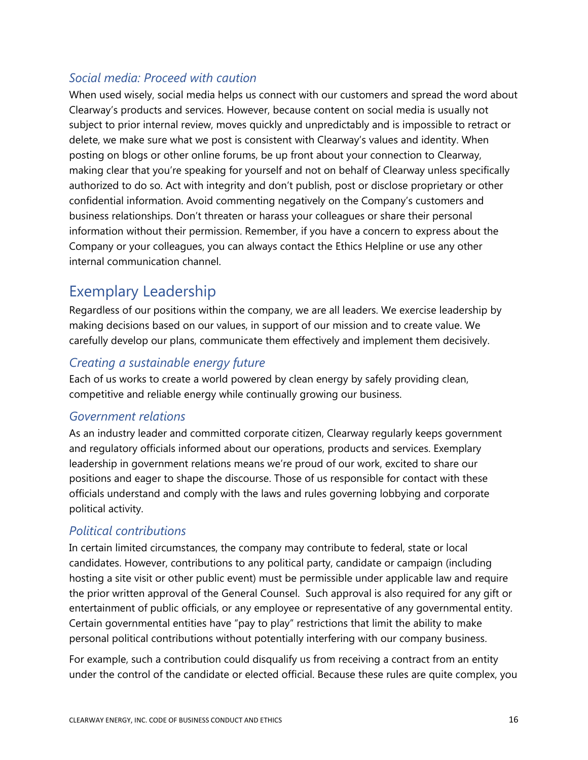### *Social media: Proceed with caution*

When used wisely, social media helps us connect with our customers and spread the word about Clearway's products and services. However, because content on social media is usually not subject to prior internal review, moves quickly and unpredictably and is impossible to retract or delete, we make sure what we post is consistent with Clearway's values and identity. When posting on blogs or other online forums, be up front about your connection to Clearway, making clear that you're speaking for yourself and not on behalf of Clearway unless specifically authorized to do so. Act with integrity and don't publish, post or disclose proprietary or other confidential information. Avoid commenting negatively on the Company's customers and business relationships. Don't threaten or harass your colleagues or share their personal information without their permission. Remember, if you have a concern to express about the Company or your colleagues, you can always contact the Ethics Helpline or use any other internal communication channel.

## Exemplary Leadership

Regardless of our positions within the company, we are all leaders. We exercise leadership by making decisions based on our values, in support of our mission and to create value. We carefully develop our plans, communicate them effectively and implement them decisively.

### *Creating a sustainable energy future*

Each of us works to create a world powered by clean energy by safely providing clean, competitive and reliable energy while continually growing our business.

### *Government relations*

As an industry leader and committed corporate citizen, Clearway regularly keeps government and regulatory officials informed about our operations, products and services. Exemplary leadership in government relations means we're proud of our work, excited to share our positions and eager to shape the discourse. Those of us responsible for contact with these officials understand and comply with the laws and rules governing lobbying and corporate political activity.

### *Political contributions*

In certain limited circumstances, the company may contribute to federal, state or local candidates. However, contributions to any political party, candidate or campaign (including hosting a site visit or other public event) must be permissible under applicable law and require the prior written approval of the General Counsel. Such approval is also required for any gift or entertainment of public officials, or any employee or representative of any governmental entity. Certain governmental entities have "pay to play" restrictions that limit the ability to make personal political contributions without potentially interfering with our company business.

For example, such a contribution could disqualify us from receiving a contract from an entity under the control of the candidate or elected official. Because these rules are quite complex, you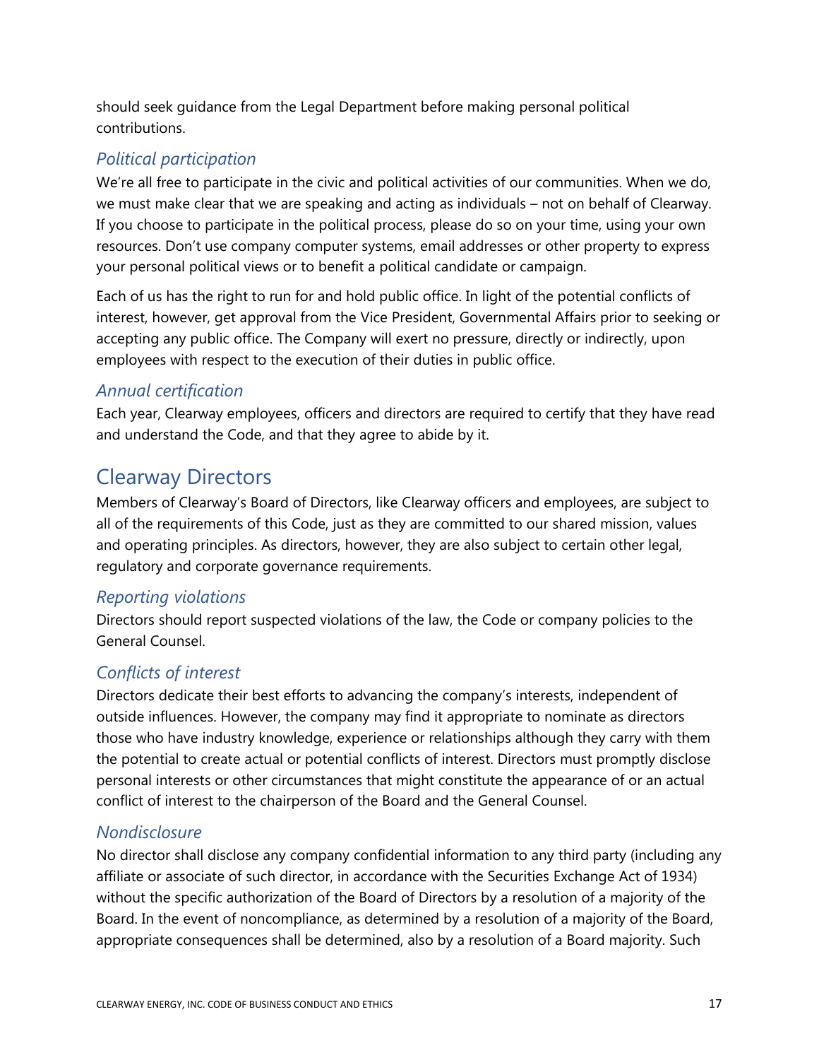should seek guidance from the Legal Department before making personal political contributions.

### *Political participation*

We're all free to participate in the civic and political activities of our communities. When we do, we must make clear that we are speaking and acting as individuals – not on behalf of Clearway. If you choose to participate in the political process, please do so on your time, using your own resources. Don't use company computer systems, email addresses or other property to express your personal political views or to benefit a political candidate or campaign.

Each of us has the right to run for and hold public office. In light of the potential conflicts of interest, however, get approval from the Vice President, Governmental Affairs prior to seeking or accepting any public office. The Company will exert no pressure, directly or indirectly, upon employees with respect to the execution of their duties in public office.

### *Annual certification*

Each year, Clearway employees, officers and directors are required to certify that they have read and understand the Code, and that they agree to abide by it.

## Clearway Directors

Members of Clearway's Board of Directors, like Clearway officers and employees, are subject to all of the requirements of this Code, just as they are committed to our shared mission, values and operating principles. As directors, however, they are also subject to certain other legal, regulatory and corporate governance requirements.

### *Reporting violations*

Directors should report suspected violations of the law, the Code or company policies to the General Counsel.

### *Conflicts of interest*

Directors dedicate their best efforts to advancing the company's interests, independent of outside influences. However, the company may find it appropriate to nominate as directors those who have industry knowledge, experience or relationships although they carry with them the potential to create actual or potential conflicts of interest. Directors must promptly disclose personal interests or other circumstances that might constitute the appearance of or an actual conflict of interest to the chairperson of the Board and the General Counsel.

### *Nondisclosure*

No director shall disclose any company confidential information to any third party (including any affiliate or associate of such director, in accordance with the Securities Exchange Act of 1934) without the specific authorization of the Board of Directors by a resolution of a majority of the Board. In the event of noncompliance, as determined by a resolution of a majority of the Board, appropriate consequences shall be determined, also by a resolution of a Board majority. Such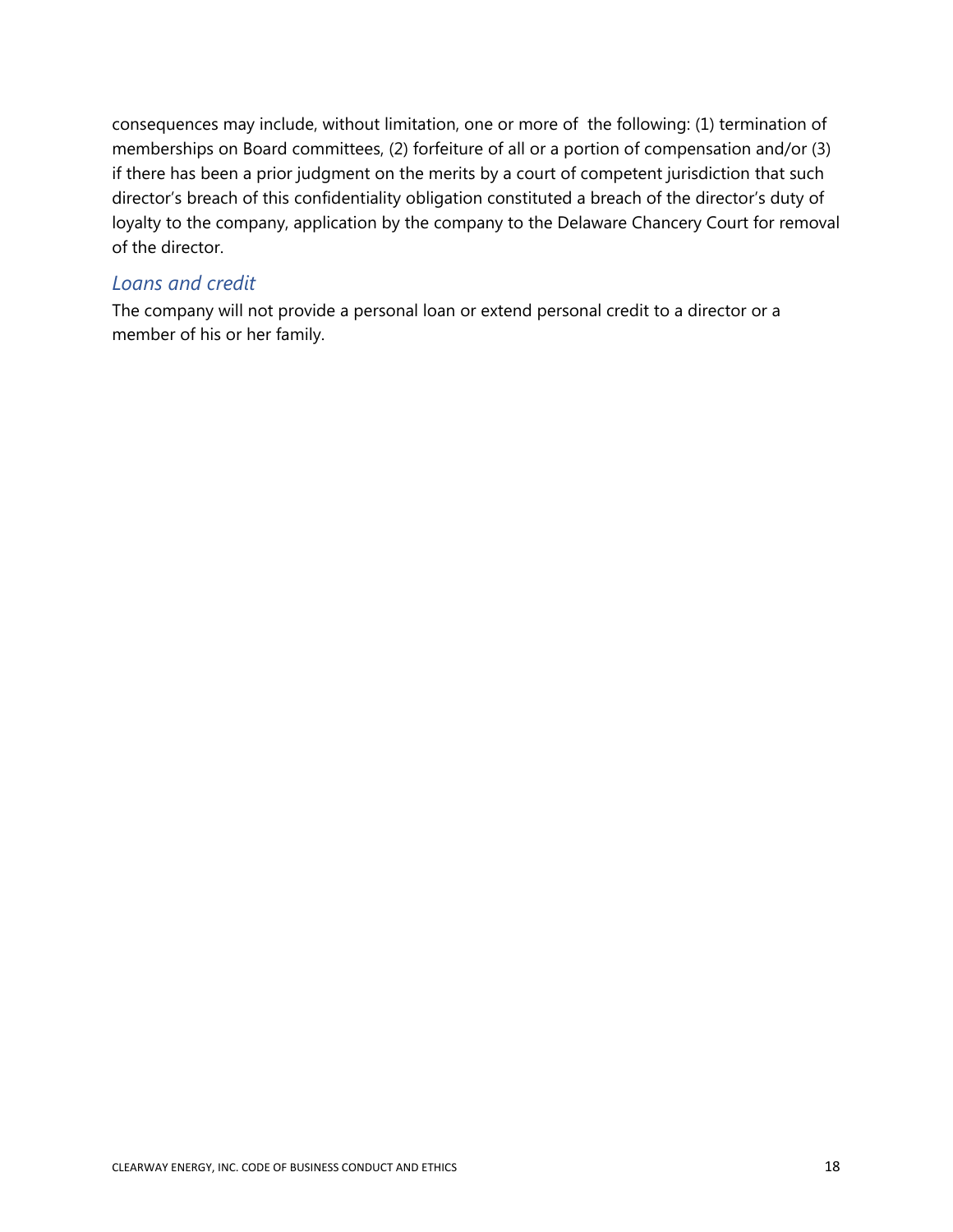consequences may include, without limitation, one or more of the following: (1) termination of memberships on Board committees, (2) forfeiture of all or a portion of compensation and/or (3) if there has been a prior judgment on the merits by a court of competent jurisdiction that such director's breach of this confidentiality obligation constituted a breach of the director's duty of loyalty to the company, application by the company to the Delaware Chancery Court for removal of the director.

### *Loans and credit*

The company will not provide a personal loan or extend personal credit to a director or a member of his or her family.